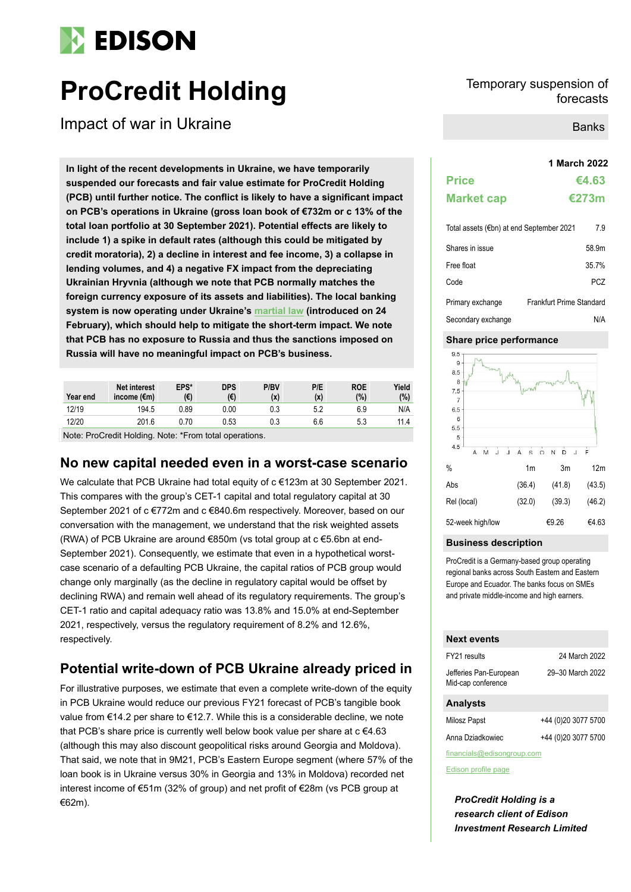# ProCredit Holding

## Impact of war in Ukraine

Temporary suspension of forecasts

Banks

**In light of the recent developments in Ukraine, we have temporarily suspended our forecasts and fair value estimate for ProCredit Holding (PCB) until further notice. The conflict is likely to have a significant impact on PCB's operations in Ukraine (gross loan book of €732m or c 13% of the total loan portfolio at 30 September 2021). Potential effects are likely to include 1) a spike in default rates (although this could be mitigated by credit moratoria), 2) a decline in interest and fee income, 3) a collapse in lending volumes, and 4) a negative FX impact from the depreciating Ukrainian Hryvnia (although we note that PCB normally matches the foreign currency exposure of its assets and liabilities). The local banking system is now operating under Ukraine's martial law (introduced on 24 February), which should help to mitigate the short-term impact. We note that PCB has no exposure to Russia and thus the sanctions imposed on Russia will have no meaningful impact on PCB's business.**

| Year end | Net interest income (€m) | EPS* (€) | DPS (€) | P/BV (x) | P/E (x) | ROE (%) | Yield (%) |
|---|---|---|---|---|---|---|---|
| 12/19 | 194.5 | 0.89 | 0.00 | 0.3 | 5.2 | 6.9 | N/A |
| 12/20 | 201.6 | 0.70 | 0.53 | 0.3 | 6.6 | 5.3 | 11.4 |

Note: ProCredit Holding. Note: *From total operations.

## No new capital needed even in a worst-case scenario

We calculate that PCB Ukraine had total equity of c €123m at 30 September 2021. This compares with the group's CET-1 capital and total regulatory capital at 30 September 2021 of c €772m and c €840.6m respectively. Moreover, based on our conversation with the management, we understand that the risk weighted assets (RWA) of PCB Ukraine are around €850m (vs total group at c €5.6bn at end-September 2021). Consequently, we estimate that even in a hypothetical worst-case scenario of a defaulting PCB Ukraine, the capital ratios of PCB group would change only marginally (as the decline in regulatory capital would be offset by declining RWA) and remain well ahead of its regulatory requirements. The group's CET-1 ratio and capital adequacy ratio was 13.8% and 15.0% at end-September 2021, respectively, versus the regulatory requirement of 8.2% and 12.6%, respectively.

## Potential write-down of PCB Ukraine already priced in

For illustrative purposes, we estimate that even a complete write-down of the equity in PCB Ukraine would reduce our previous FY21 forecast of PCB's tangible book value from €14.2 per share to €12.7. While this is a considerable decline, we note that PCB's share price is currently well below book value per share at c €4.63 (although this may also discount geopolitical risks around Georgia and Moldova). That said, we note that in 9M21, PCB's Eastern Europe segment (where 57% of the loan book is in Ukraine versus 30% in Georgia and 13% in Moldova) recorded net interest income of €51m (32% of group) and net profit of €28m (vs PCB group at €62m).

**1 March 2022**

| | |
|---|---|
| **Price** | **€4.63** |
| **Market cap** | **€273m** |

| | |
|---|---|
| Total assets (€bn) at end September 2021 | 7.9 |
| Shares in issue | 58.9m |
| Free float | 35.7% |
| Code | PCZ |
| Primary exchange | Frankfurt Prime Standard |
| Secondary exchange | N/A |

### Share price performance

| % | 1m | 3m | 12m |
|---|---|---|---|
| Abs | (36.4) | (41.8) | (43.5) |
| Rel (local) | (32.0) | (39.3) | (46.2) |
| 52-week high/low | | €9.26 | €4.63 |

### Business description

ProCredit is a Germany-based group operating regional banks across South Eastern and Eastern Europe and Ecuador. The banks focus on SMEs and private middle-income and high earners.

### Next events

| | |
|---|---|
| FY21 results | 24 March 2022 |
| Jefferies Pan-European Mid-cap conference | 29–30 March 2022 |

### Analysts

| | |
|---|---|
| Milosz Papst | +44 (0)20 3077 5700 |
| Anna Dziadkowiec | +44 (0)20 3077 5700 |

financials@edisongroup.com

Edison profile page

***ProCredit Holding is a research client of Edison Investment Research Limited***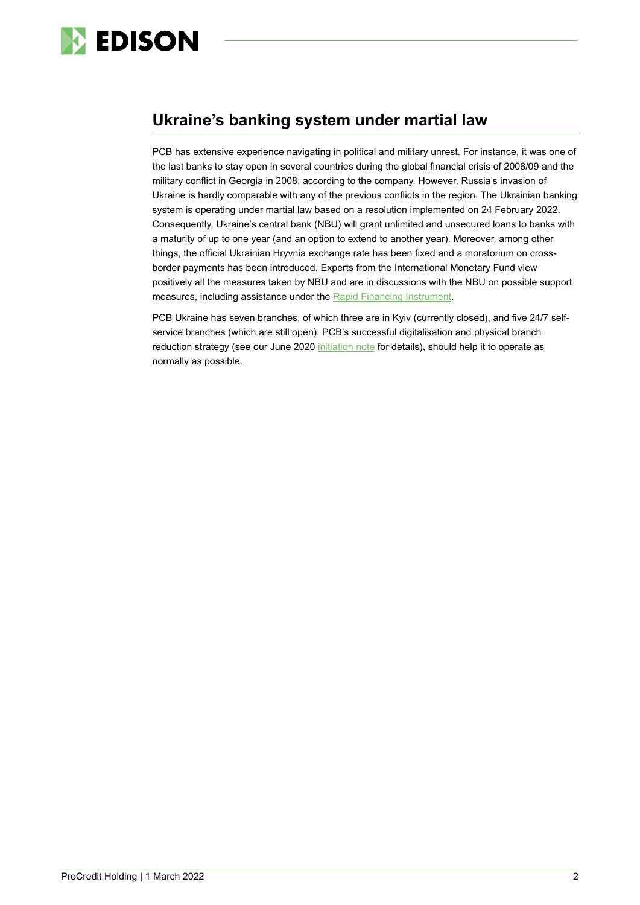## Ukraine's banking system under martial law

PCB has extensive experience navigating in political and military unrest. For instance, it was one of the last banks to stay open in several countries during the global financial crisis of 2008/09 and the military conflict in Georgia in 2008, according to the company. However, Russia's invasion of Ukraine is hardly comparable with any of the previous conflicts in the region. The Ukrainian banking system is operating under martial law based on a resolution implemented on 24 February 2022. Consequently, Ukraine's central bank (NBU) will grant unlimited and unsecured loans to banks with a maturity of up to one year (and an option to extend to another year). Moreover, among other things, the official Ukrainian Hryvnia exchange rate has been fixed and a moratorium on cross-border payments has been introduced. Experts from the International Monetary Fund view positively all the measures taken by NBU and are in discussions with the NBU on possible support measures, including assistance under the Rapid Financing Instrument.

PCB Ukraine has seven branches, of which three are in Kyiv (currently closed), and five 24/7 self-service branches (which are still open). PCB's successful digitalisation and physical branch reduction strategy (see our June 2020 initiation note for details), should help it to operate as normally as possible.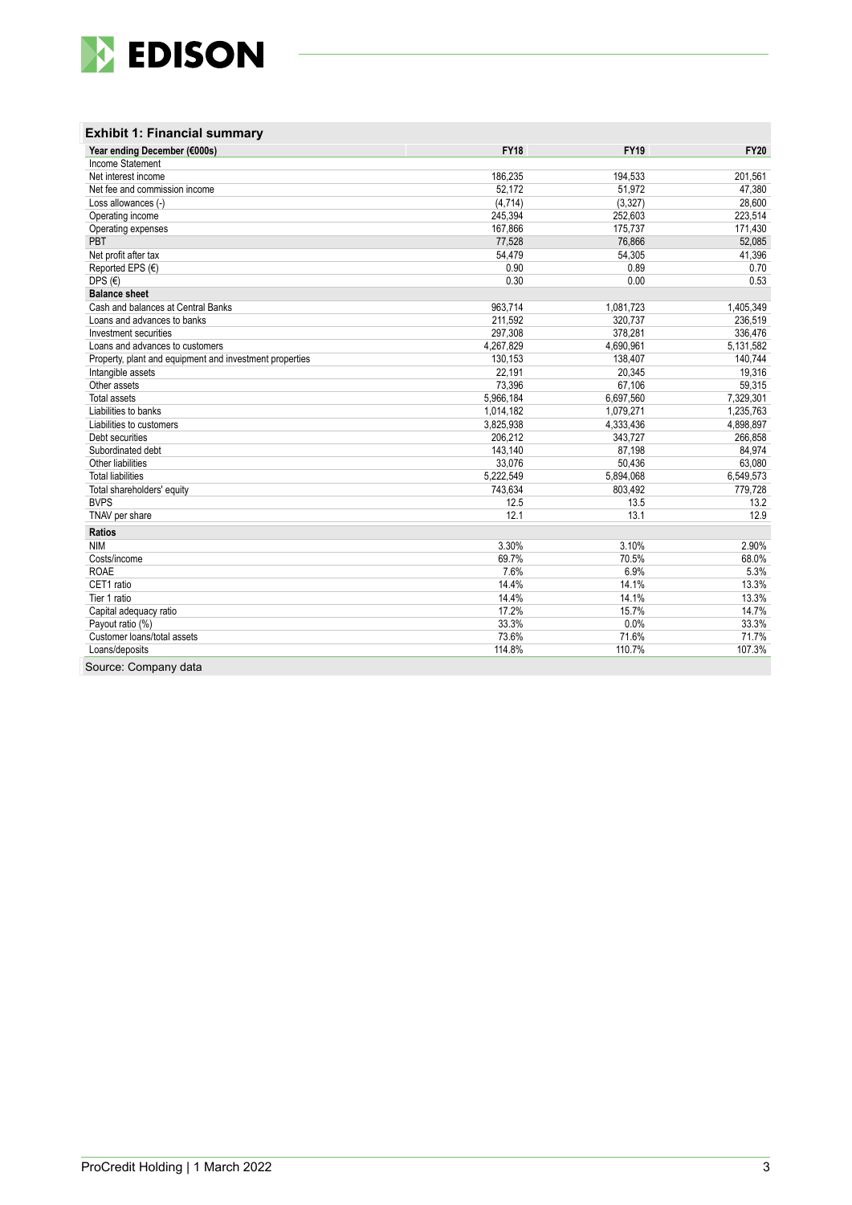### Exhibit 1: Financial summary

| Year ending December (€000s) | FY18 | FY19 | FY20 |
|---|---|---|---|
| Income Statement | | | |
| Net interest income | 186,235 | 194,533 | 201,561 |
| Net fee and commission income | 52,172 | 51,972 | 47,380 |
| Loss allowances (-) | (4,714) | (3,327) | 28,600 |
| Operating income | 245,394 | 252,603 | 223,514 |
| Operating expenses | 167,866 | 175,737 | 171,430 |
| PBT | 77,528 | 76,866 | 52,085 |
| Net profit after tax | 54,479 | 54,305 | 41,396 |
| Reported EPS (€) | 0.90 | 0.89 | 0.70 |
| DPS (€) | 0.30 | 0.00 | 0.53 |
| **Balance sheet** | | | |
| Cash and balances at Central Banks | 963,714 | 1,081,723 | 1,405,349 |
| Loans and advances to banks | 211,592 | 320,737 | 236,519 |
| Investment securities | 297,308 | 378,281 | 336,476 |
| Loans and advances to customers | 4,267,829 | 4,690,961 | 5,131,582 |
| Property, plant and equipment and investment properties | 130,153 | 138,407 | 140,744 |
| Intangible assets | 22,191 | 20,345 | 19,316 |
| Other assets | 73,396 | 67,106 | 59,315 |
| Total assets | 5,966,184 | 6,697,560 | 7,329,301 |
| Liabilities to banks | 1,014,182 | 1,079,271 | 1,235,763 |
| Liabilities to customers | 3,825,938 | 4,333,436 | 4,898,897 |
| Debt securities | 206,212 | 343,727 | 266,858 |
| Subordinated debt | 143,140 | 87,198 | 84,974 |
| Other liabilities | 33,076 | 50,436 | 63,080 |
| Total liabilities | 5,222,549 | 5,894,068 | 6,549,573 |
| Total shareholders' equity | 743,634 | 803,492 | 779,728 |
| BVPS | 12.5 | 13.5 | 13.2 |
| TNAV per share | 12.1 | 13.1 | 12.9 |
| **Ratios** | | | |
| NIM | 3.30% | 3.10% | 2.90% |
| Costs/income | 69.7% | 70.5% | 68.0% |
| ROAE | 7.6% | 6.9% | 5.3% |
| CET1 ratio | 14.4% | 14.1% | 13.3% |
| Tier 1 ratio | 14.4% | 14.1% | 13.3% |
| Capital adequacy ratio | 17.2% | 15.7% | 14.7% |
| Payout ratio (%) | 33.3% | 0.0% | 33.3% |
| Customer loans/total assets | 73.6% | 71.6% | 71.7% |
| Loans/deposits | 114.8% | 110.7% | 107.3% |

Source: Company data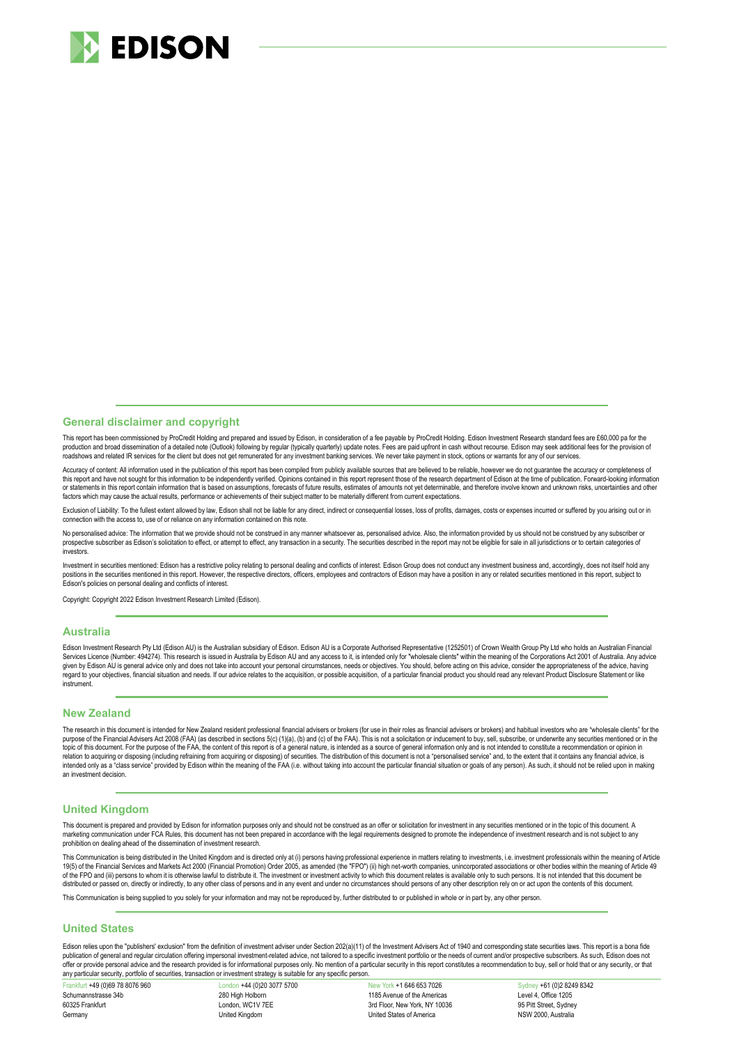## General disclaimer and copyright

This report has been commissioned by ProCredit Holding and prepared and issued by Edison, in consideration of a fee payable by ProCredit Holding. Edison Investment Research standard fees are £60,000 pa for the production and broad dissemination of a detailed note (Outlook) following by regular (typically quarterly) update notes. Fees are paid upfront in cash without recourse. Edison may seek additional fees for the provision of roadshows and related IR services for the client but does not get remunerated for any investment banking services. We never take payment in stock, options or warrants for any of our services.

Accuracy of content: All information used in the publication of this report has been compiled from publicly available sources that are believed to be reliable, however we do not guarantee the accuracy or completeness of this report and have not sought for this information to be independently verified. Opinions contained in this report represent those of the research department of Edison at the time of publication. Forward-looking information or statements in this report contain information that is based on assumptions, forecasts of future results, estimates of amounts not yet determinable, and therefore involve known and unknown risks, uncertainties and other factors which may cause the actual results, performance or achievements of their subject matter to be materially different from current expectations.

Exclusion of Liability: To the fullest extent allowed by law, Edison shall not be liable for any direct, indirect or consequential losses, loss of profits, damages, costs or expenses incurred or suffered by you arising out or in connection with the access to, use of or reliance on any information contained on this note.

No personalised advice: The information that we provide should not be construed in any manner whatsoever as, personalised advice. Also, the information provided by us should not be construed by any subscriber or prospective subscriber as Edison's solicitation to effect, or attempt to effect, any transaction in a security. The securities described in the report may not be eligible for sale in all jurisdictions or to certain categories of investors.

Investment in securities mentioned: Edison has a restrictive policy relating to personal dealing and conflicts of interest. Edison Group does not conduct any investment business and, accordingly, does not itself hold any positions in the securities mentioned in this report. However, the respective directors, officers, employees and contractors of Edison may have a position in any or related securities mentioned in this report, subject to Edison's policies on personal dealing and conflicts of interest.

Copyright: Copyright 2022 Edison Investment Research Limited (Edison).

## Australia

Edison Investment Research Pty Ltd (Edison AU) is the Australian subsidiary of Edison. Edison AU is a Corporate Authorised Representative (1252501) of Crown Wealth Group Pty Ltd who holds an Australian Financial Services Licence (Number: 494274). This research is issued in Australia by Edison AU and any access to it, is intended only for "wholesale clients" within the meaning of the Corporations Act 2001 of Australia. Any advice given by Edison AU is general advice only and does not take into account your personal circumstances, needs or objectives. You should, before acting on this advice, consider the appropriateness of the advice, having regard to your objectives, financial situation and needs. If our advice relates to the acquisition, or possible acquisition, of a particular financial product you should read any relevant Product Disclosure Statement or like instrument.

## New Zealand

The research in this document is intended for New Zealand resident professional financial advisers or brokers (for use in their roles as financial advisers or brokers) and habitual investors who are "wholesale clients" for the purpose of the Financial Advisers Act 2008 (FAA) (as described in sections 5(c) (1)(a), (b) and (c) of the FAA). This is not a solicitation or inducement to buy, sell, subscribe, or underwrite any securities mentioned or in the topic of this document. For the purpose of the FAA, the content of this report is of a general nature, is intended as a source of general information only and is not intended to constitute a recommendation or opinion in relation to acquiring or disposing (including refraining from acquiring or disposing) of securities. The distribution of this document is not a "personalised service" and, to the extent that it contains any financial advice, is intended only as a "class service" provided by Edison within the meaning of the FAA (i.e. without taking into account the particular financial situation or goals of any person). As such, it should not be relied upon in making an investment decision.

## United Kingdom

This document is prepared and provided by Edison for information purposes only and should not be construed as an offer or solicitation for investment in any securities mentioned or in the topic of this document. A marketing communication under FCA Rules, this document has not been prepared in accordance with the legal requirements designed to promote the independence of investment research and is not subject to any prohibition on dealing ahead of the dissemination of investment research.

This Communication is being distributed in the United Kingdom and is directed only at (i) persons having professional experience in matters relating to investments, i.e. investment professionals within the meaning of Article 19(5) of the Financial Services and Markets Act 2000 (Financial Promotion) Order 2005, as amended (the "FPO") (ii) high net-worth companies, unincorporated associations or other bodies within the meaning of Article 49 of the FPO and (iii) persons to whom it is otherwise lawful to distribute it. The investment or investment activity to which this document relates is available only to such persons. It is not intended that this document be distributed or passed on, directly or indirectly, to any other class of persons and in any event and under no circumstances should persons of any other description rely on or act upon the contents of this document.

This Communication is being supplied to you solely for your information and may not be reproduced by, further distributed to or published in whole or in part by, any other person.

## United States

Edison relies upon the "publishers' exclusion" from the definition of investment adviser under Section 202(a)(11) of the Investment Advisers Act of 1940 and corresponding state securities laws. This report is a bona fide publication of general and regular circulation offering impersonal investment-related advice, not tailored to a specific investment portfolio or the needs of current and/or prospective subscribers. As such, Edison does not offer or provide personal advice and the research provided is for informational purposes only. No mention of a particular security in this report constitutes a recommendation to buy, sell or hold that or any security, or that any particular security, portfolio of securities, transaction or investment strategy is suitable for any specific person.

Frankfurt +49 (0)69 78 8076 960
Schumannstrasse 34b
60325 Frankfurt
Germany

London +44 (0)20 3077 5700
280 High Holborn
London, WC1V 7EE
United Kingdom

New York +1 646 653 7026
1185 Avenue of the Americas
3rd Floor, New York, NY 10036
United States of America

Sydney +61 (0)2 8249 8342
Level 4, Office 1205
95 Pitt Street, Sydney
NSW 2000, Australia